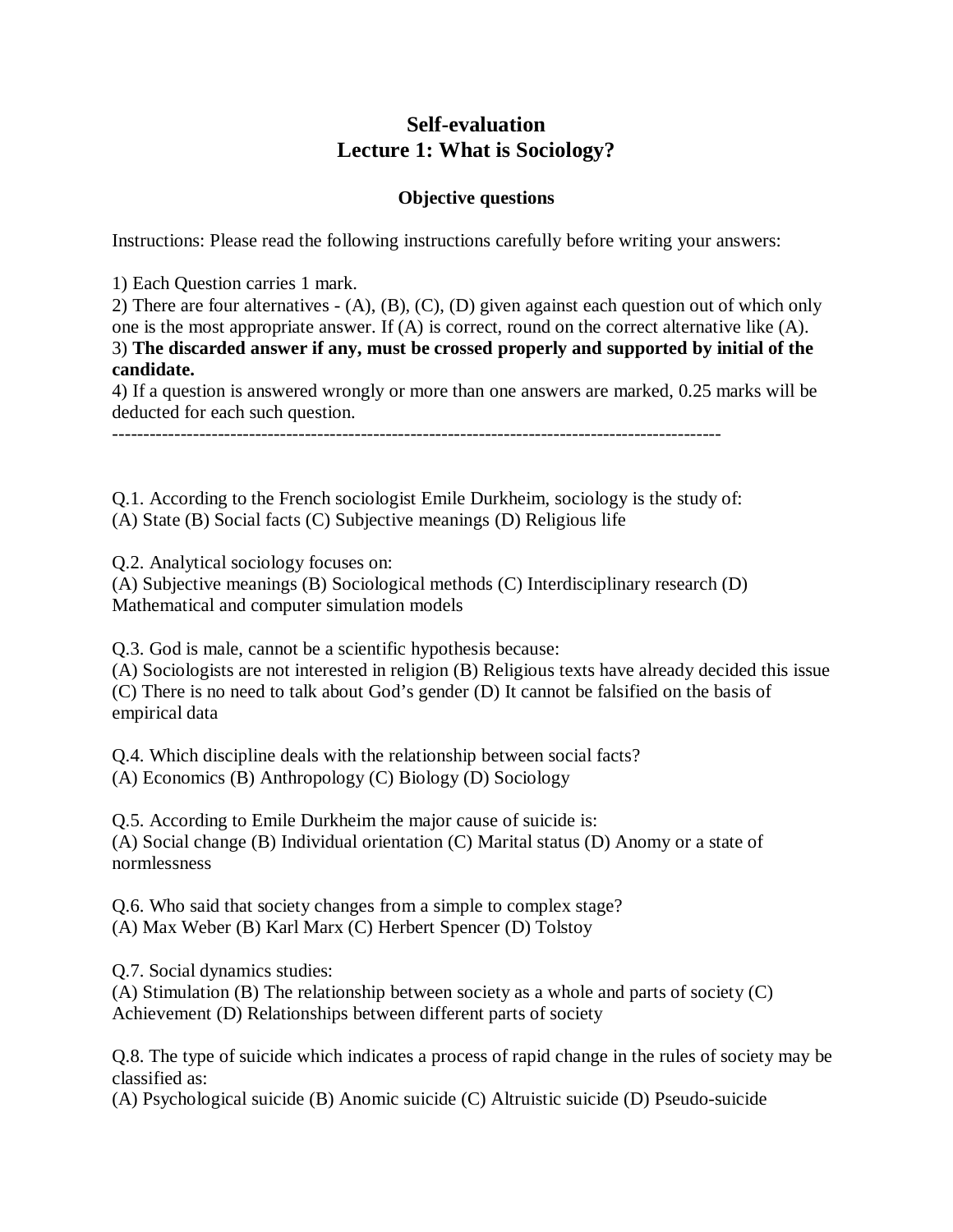# Self-evaluation
# Lecture 1: What is Sociology?

### Objective questions

Instructions: Please read the following instructions carefully before writing your answers:

1) Each Question carries 1 mark.
2) There are four alternatives - (A), (B), (C), (D) given against each question out of which only one is the most appropriate answer. If (A) is correct, round on the correct alternative like (A).
3) **The discarded answer if any, must be crossed properly and supported by initial of the candidate.**
4) If a question is answered wrongly or more than one answers are marked, 0.25 marks will be deducted for each such question.

---

Q.1. According to the French sociologist Emile Durkheim, sociology is the study of:
(A) State (B) Social facts (C) Subjective meanings (D) Religious life

Q.2. Analytical sociology focuses on:
(A) Subjective meanings (B) Sociological methods (C) Interdisciplinary research (D) Mathematical and computer simulation models

Q.3. God is male, cannot be a scientific hypothesis because:
(A) Sociologists are not interested in religion (B) Religious texts have already decided this issue (C) There is no need to talk about God's gender (D) It cannot be falsified on the basis of empirical data

Q.4. Which discipline deals with the relationship between social facts?
(A) Economics (B) Anthropology (C) Biology (D) Sociology

Q.5. According to Emile Durkheim the major cause of suicide is:
(A) Social change (B) Individual orientation (C) Marital status (D) Anomy or a state of normlessness

Q.6. Who said that society changes from a simple to complex stage?
(A) Max Weber (B) Karl Marx (C) Herbert Spencer (D) Tolstoy

Q.7. Social dynamics studies:
(A) Stimulation (B) The relationship between society as a whole and parts of society (C) Achievement (D) Relationships between different parts of society

Q.8. The type of suicide which indicates a process of rapid change in the rules of society may be classified as:
(A) Psychological suicide (B) Anomic suicide (C) Altruistic suicide (D) Pseudo-suicide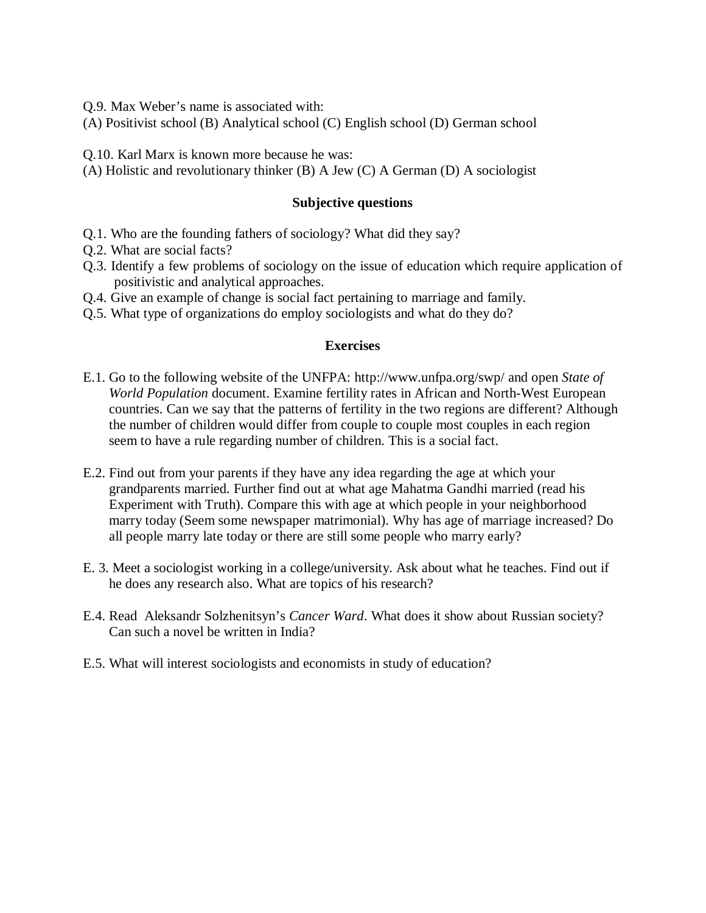Q.9. Max Weber's name is associated with:
(A) Positivist school (B) Analytical school (C) English school (D) German school

Q.10. Karl Marx is known more because he was:
(A) Holistic and revolutionary thinker (B) A Jew (C) A German (D) A sociologist

## Subjective questions

Q.1. Who are the founding fathers of sociology? What did they say?
Q.2. What are social facts?
Q.3. Identify a few problems of sociology on the issue of education which require application of positivistic and analytical approaches.
Q.4. Give an example of change is social fact pertaining to marriage and family.
Q.5. What type of organizations do employ sociologists and what do they do?

## Exercises

E.1. Go to the following website of the UNFPA: http://www.unfpa.org/swp/ and open *State of World Population* document. Examine fertility rates in African and North-West European countries. Can we say that the patterns of fertility in the two regions are different? Although the number of children would differ from couple to couple most couples in each region seem to have a rule regarding number of children. This is a social fact.

E.2. Find out from your parents if they have any idea regarding the age at which your grandparents married. Further find out at what age Mahatma Gandhi married (read his Experiment with Truth). Compare this with age at which people in your neighborhood marry today (Seem some newspaper matrimonial). Why has age of marriage increased? Do all people marry late today or there are still some people who marry early?

E. 3. Meet a sociologist working in a college/university. Ask about what he teaches. Find out if he does any research also. What are topics of his research?

E.4. Read Aleksandr Solzhenitsyn's *Cancer Ward*. What does it show about Russian society? Can such a novel be written in India?

E.5. What will interest sociologists and economists in study of education?